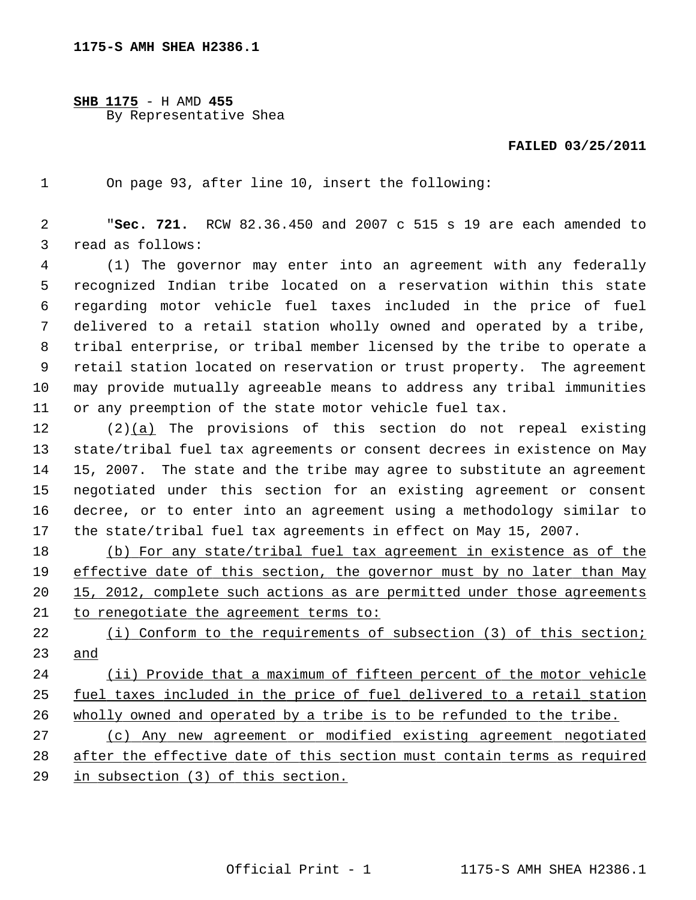1175-S AMH SHEA H2386.1

**SHB 1175** - H AMD **455**
By Representative Shea

**FAILED 03/25/2011**

On page 93, after line 10, insert the following:

"**Sec. 721.** RCW 82.36.450 and 2007 c 515 s 19 are each amended to read as follows:

(1) The governor may enter into an agreement with any federally recognized Indian tribe located on a reservation within this state regarding motor vehicle fuel taxes included in the price of fuel delivered to a retail station wholly owned and operated by a tribe, tribal enterprise, or tribal member licensed by the tribe to operate a retail station located on reservation or trust property. The agreement may provide mutually agreeable means to address any tribal immunities or any preemption of the state motor vehicle fuel tax.

(2)<u>(a)</u> The provisions of this section do not repeal existing state/tribal fuel tax agreements or consent decrees in existence on May 15, 2007. The state and the tribe may agree to substitute an agreement negotiated under this section for an existing agreement or consent decree, or to enter into an agreement using a methodology similar to the state/tribal fuel tax agreements in effect on May 15, 2007.

<u>(b) For any state/tribal fuel tax agreement in existence as of the effective date of this section, the governor must by no later than May 15, 2012, complete such actions as are permitted under those agreements to renegotiate the agreement terms to:</u>

<u>(i) Conform to the requirements of subsection (3) of this section; and</u>

<u>(ii) Provide that a maximum of fifteen percent of the motor vehicle fuel taxes included in the price of fuel delivered to a retail station wholly owned and operated by a tribe is to be refunded to the tribe.</u>

<u>(c) Any new agreement or modified existing agreement negotiated after the effective date of this section must contain terms as required in subsection (3) of this section.</u>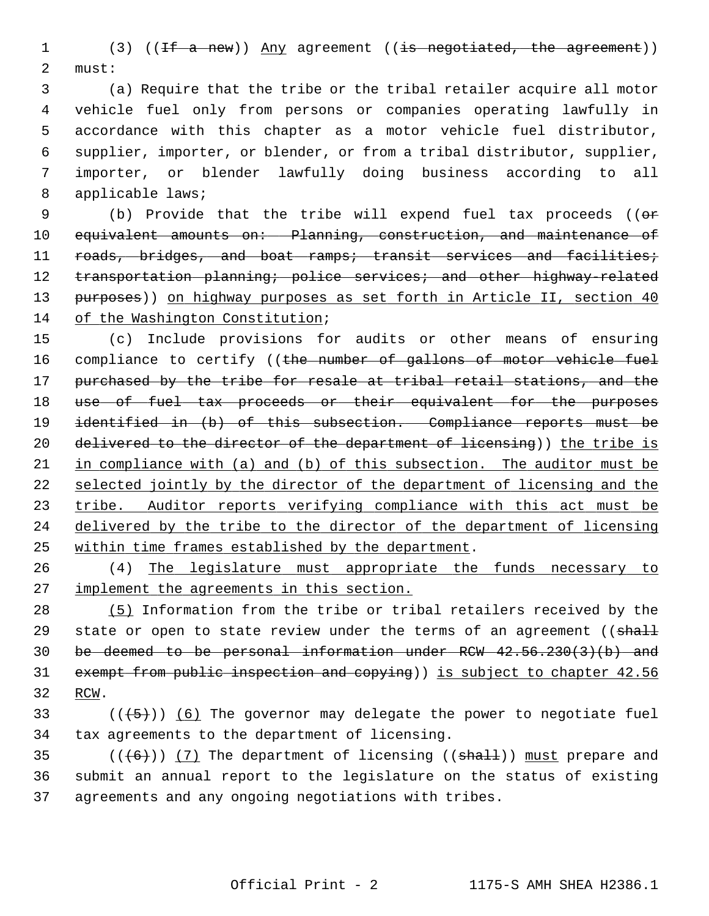(3) ((~~If a new~~)) <u>Any</u> agreement ((~~is negotiated, the agreement~~)) must:

(a) Require that the tribe or the tribal retailer acquire all motor vehicle fuel only from persons or companies operating lawfully in accordance with this chapter as a motor vehicle fuel distributor, supplier, importer, or blender, or from a tribal distributor, supplier, importer, or blender lawfully doing business according to all applicable laws;

(b) Provide that the tribe will expend fuel tax proceeds ((~~or equivalent amounts on: Planning, construction, and maintenance of roads, bridges, and boat ramps; transit services and facilities; transportation planning; police services; and other highway-related purposes~~)) <u>on highway purposes as set forth in Article II, section 40 of the Washington Constitution</u>;

(c) Include provisions for audits or other means of ensuring compliance to certify ((~~the number of gallons of motor vehicle fuel purchased by the tribe for resale at tribal retail stations, and the use of fuel tax proceeds or their equivalent for the purposes identified in (b) of this subsection. Compliance reports must be delivered to the director of the department of licensing~~)) <u>the tribe is in compliance with (a) and (b) of this subsection. The auditor must be selected jointly by the director of the department of licensing and the tribe. Auditor reports verifying compliance with this act must be delivered by the tribe to the director of the department of licensing within time frames established by the department</u>.

(4) <u>The legislature must appropriate the funds necessary to implement the agreements in this section.</u>

<u>(5)</u> Information from the tribe or tribal retailers received by the state or open to state review under the terms of an agreement ((~~shall be deemed to be personal information under RCW 42.56.230(3)(b) and exempt from public inspection and copying~~)) <u>is subject to chapter 42.56 RCW</u>.

((~~(5)~~)) <u>(6)</u> The governor may delegate the power to negotiate fuel tax agreements to the department of licensing.

((~~(6)~~)) <u>(7)</u> The department of licensing ((~~shall~~)) <u>must</u> prepare and submit an annual report to the legislature on the status of existing agreements and any ongoing negotiations with tribes.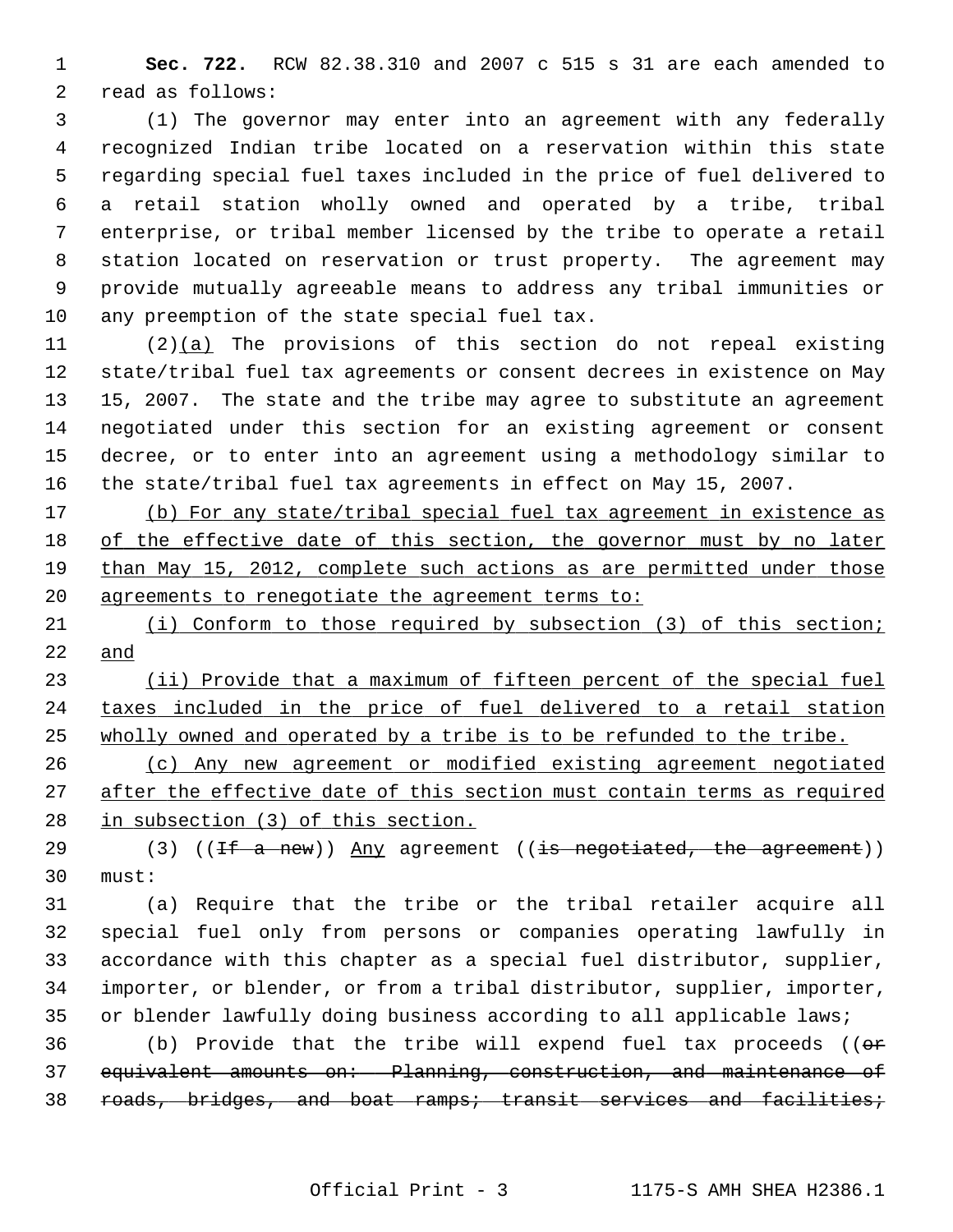**Sec. 722.** RCW 82.38.310 and 2007 c 515 s 31 are each amended to read as follows:

(1) The governor may enter into an agreement with any federally recognized Indian tribe located on a reservation within this state regarding special fuel taxes included in the price of fuel delivered to a retail station wholly owned and operated by a tribe, tribal enterprise, or tribal member licensed by the tribe to operate a retail station located on reservation or trust property. The agreement may provide mutually agreeable means to address any tribal immunities or any preemption of the state special fuel tax.

(2)<u>(a)</u> The provisions of this section do not repeal existing state/tribal fuel tax agreements or consent decrees in existence on May 15, 2007. The state and the tribe may agree to substitute an agreement negotiated under this section for an existing agreement or consent decree, or to enter into an agreement using a methodology similar to the state/tribal fuel tax agreements in effect on May 15, 2007.

<u>(b) For any state/tribal special fuel tax agreement in existence as of the effective date of this section, the governor must by no later than May 15, 2012, complete such actions as are permitted under those agreements to renegotiate the agreement terms to:</u>

<u>(i) Conform to those required by subsection (3) of this section; and</u>

<u>(ii) Provide that a maximum of fifteen percent of the special fuel taxes included in the price of fuel delivered to a retail station wholly owned and operated by a tribe is to be refunded to the tribe.</u>

<u>(c) Any new agreement or modified existing agreement negotiated after the effective date of this section must contain terms as required in subsection (3) of this section.</u>

(3) ((~~If a new~~)) <u>Any</u> agreement ((~~is negotiated, the agreement~~)) must:

(a) Require that the tribe or the tribal retailer acquire all special fuel only from persons or companies operating lawfully in accordance with this chapter as a special fuel distributor, supplier, importer, or blender, or from a tribal distributor, supplier, importer, or blender lawfully doing business according to all applicable laws;

(b) Provide that the tribe will expend fuel tax proceeds ((~~or equivalent amounts on: Planning, construction, and maintenance of roads, bridges, and boat ramps; transit services and facilities;~~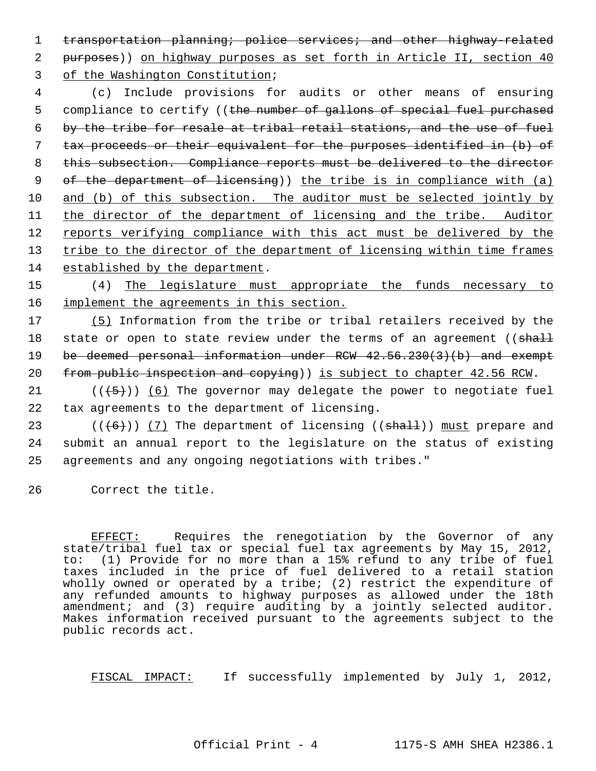~~transportation planning; police services; and other highway-related purposes~~)) <u>on highway purposes as set forth in Article II, section 40 of the Washington Constitution</u>;

(c) Include provisions for audits or other means of ensuring compliance to certify ((~~the number of gallons of special fuel purchased by the tribe for resale at tribal retail stations, and the use of fuel tax proceeds or their equivalent for the purposes identified in (b) of this subsection. Compliance reports must be delivered to the director of the department of licensing~~)) <u>the tribe is in compliance with (a) and (b) of this subsection. The auditor must be selected jointly by the director of the department of licensing and the tribe. Auditor reports verifying compliance with this act must be delivered by the tribe to the director of the department of licensing within time frames established by the department</u>.

(4) <u>The legislature must appropriate the funds necessary to implement the agreements in this section.</u>

<u>(5)</u> Information from the tribe or tribal retailers received by the state or open to state review under the terms of an agreement ((~~shall be deemed personal information under RCW 42.56.230(3)(b) and exempt from public inspection and copying~~)) <u>is subject to chapter 42.56 RCW</u>.

((~~(5)~~)) <u>(6)</u> The governor may delegate the power to negotiate fuel tax agreements to the department of licensing.

((~~(6)~~)) <u>(7)</u> The department of licensing ((~~shall~~)) <u>must</u> prepare and submit an annual report to the legislature on the status of existing agreements and any ongoing negotiations with tribes."

Correct the title.

<u>EFFECT:</u> Requires the renegotiation by the Governor of any state/tribal fuel tax or special fuel tax agreements by May 15, 2012, to: (1) Provide for no more than a 15% refund to any tribe of fuel taxes included in the price of fuel delivered to a retail station wholly owned or operated by a tribe; (2) restrict the expenditure of any refunded amounts to highway purposes as allowed under the 18th amendment; and (3) require auditing by a jointly selected auditor. Makes information received pursuant to the agreements subject to the public records act.

<u>FISCAL IMPACT:</u> If successfully implemented by July 1, 2012,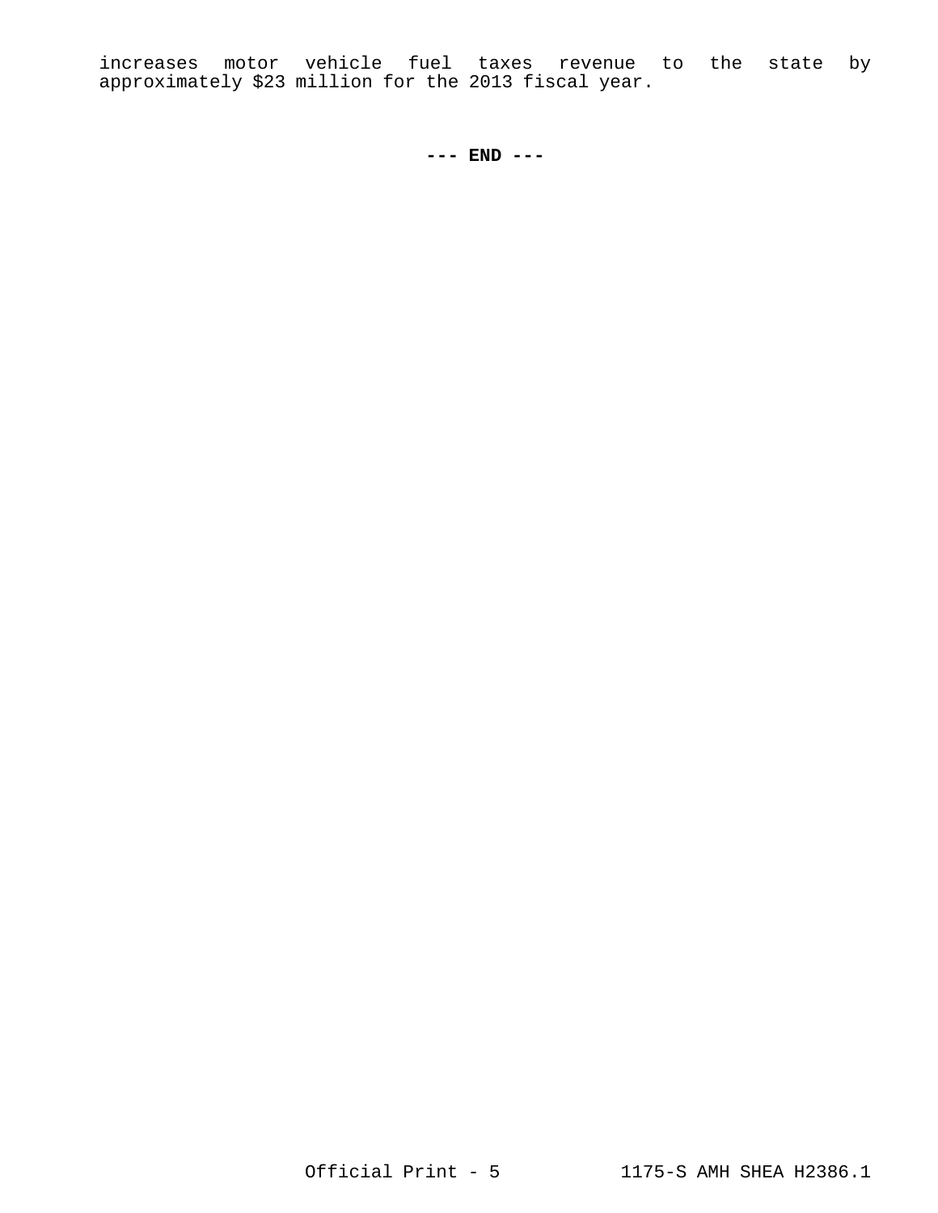increases motor vehicle fuel taxes revenue to the state by approximately $23 million for the 2013 fiscal year.

**--- END ---**